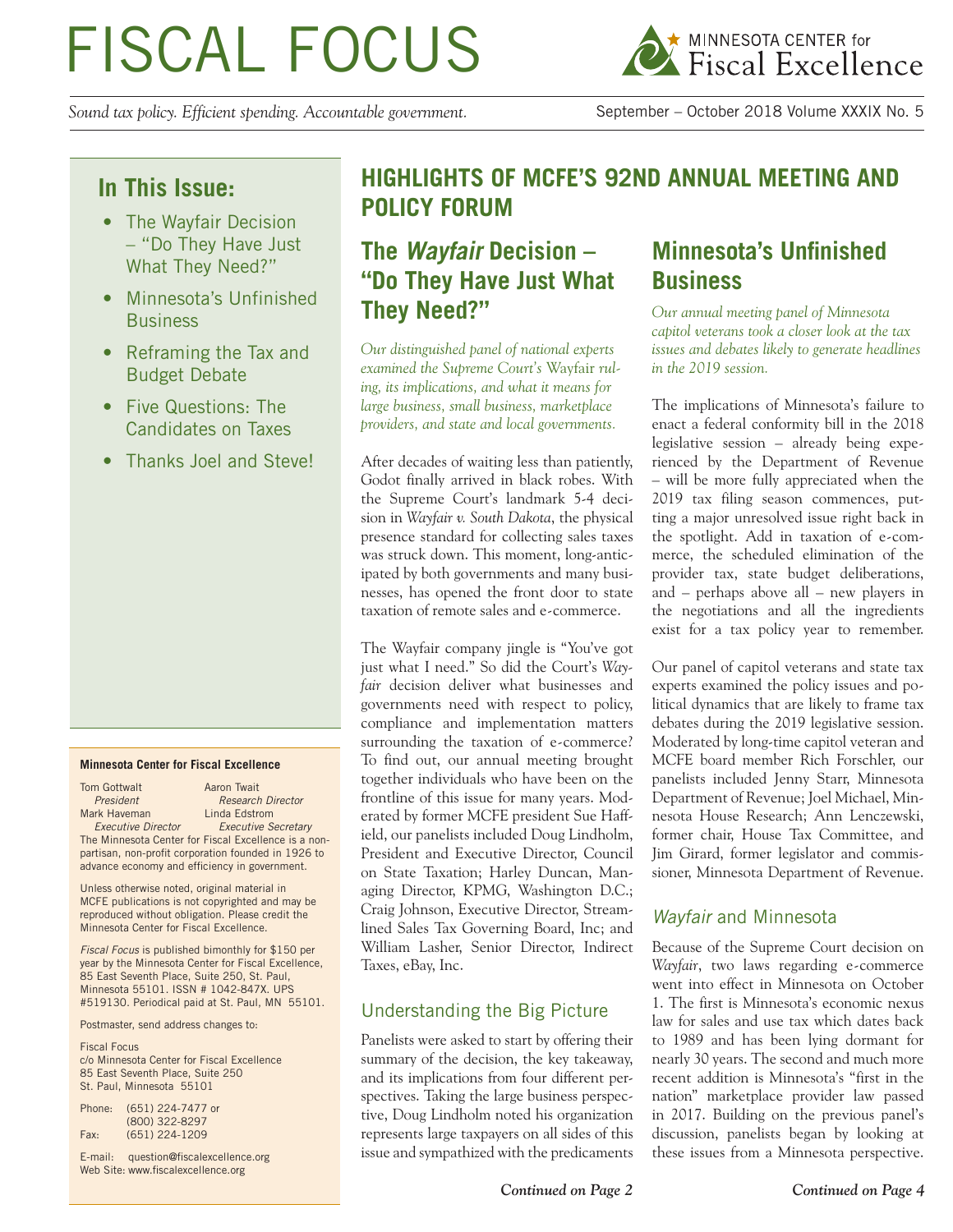# FISCAL FOCUS

MINNESOTA CENTER for Fiscal Excellence

*Sound tax policy. Efficient spending. Accountable government.*

September – October 2018 Volume XXXIX No. 5

## In This Issue:

- The Wayfair Decision – "Do They Have Just What They Need?"
- Minnesota's Unfinished Business
- Reframing the Tax and Budget Debate
- Five Questions: The Candidates on Taxes
- Thanks Joel and Steve!

**Minnesota Center for Fiscal Excellence**

Tom Gottwalt, *President*
Mark Haveman, *Executive Director*
Aaron Twait, *Research Director*
Linda Edstrom, *Executive Secretary*

The Minnesota Center for Fiscal Excellence is a non-partisan, non-profit corporation founded in 1926 to advance economy and efficiency in government.

Unless otherwise noted, original material in MCFE publications is not copyrighted and may be reproduced without obligation. Please credit the Minnesota Center for Fiscal Excellence.

*Fiscal Focus* is published bimonthly for $150 per year by the Minnesota Center for Fiscal Excellence, 85 East Seventh Place, Suite 250, St. Paul, Minnesota 55101. ISSN # 1042-847X. UPS #519130. Periodical paid at St. Paul, MN 55101.

Postmaster, send address changes to:

Fiscal Focus
c/o Minnesota Center for Fiscal Excellence
85 East Seventh Place, Suite 250
St. Paul, Minnesota 55101

Phone: (651) 224-7477 or (800) 322-8297
Fax: (651) 224-1209

E-mail: question@fiscalexcellence.org
Web Site: www.fiscalexcellence.org

# HIGHLIGHTS OF MCFE'S 92ND ANNUAL MEETING AND POLICY FORUM

## The *Wayfair* Decision – "Do They Have Just What They Need?"

*Our distinguished panel of national experts examined the Supreme Court's* Wayfair *ruling, its implications, and what it means for large business, small business, marketplace providers, and state and local governments.*

After decades of waiting less than patiently, Godot finally arrived in black robes. With the Supreme Court's landmark 5-4 decision in *Wayfair v. South Dakota*, the physical presence standard for collecting sales taxes was struck down. This moment, long-anticipated by both governments and many businesses, has opened the front door to state taxation of remote sales and e-commerce.

The Wayfair company jingle is "You've got just what I need." So did the Court's *Wayfair* decision deliver what businesses and governments need with respect to policy, compliance and implementation matters surrounding the taxation of e-commerce? To find out, our annual meeting brought together individuals who have been on the frontline of this issue for many years. Moderated by former MCFE president Sue Haffield, our panelists included Doug Lindholm, President and Executive Director, Council on State Taxation; Harley Duncan, Managing Director, KPMG, Washington D.C.; Craig Johnson, Executive Director, Streamlined Sales Tax Governing Board, Inc; and William Lasher, Senior Director, Indirect Taxes, eBay, Inc.

### Understanding the Big Picture

Panelists were asked to start by offering their summary of the decision, the key takeaway, and its implications from four different perspectives. Taking the large business perspective, Doug Lindholm noted his organization represents large taxpayers on all sides of this issue and sympathized with the predicaments

***Continued on Page 2***

## Minnesota's Unfinished Business

*Our annual meeting panel of Minnesota capitol veterans took a closer look at the tax issues and debates likely to generate headlines in the 2019 session.*

The implications of Minnesota's failure to enact a federal conformity bill in the 2018 legislative session – already being experienced by the Department of Revenue – will be more fully appreciated when the 2019 tax filing season commences, putting a major unresolved issue right back in the spotlight. Add in taxation of e-commerce, the scheduled elimination of the provider tax, state budget deliberations, and – perhaps above all – new players in the negotiations and all the ingredients exist for a tax policy year to remember.

Our panel of capitol veterans and state tax experts examined the policy issues and political dynamics that are likely to frame tax debates during the 2019 legislative session. Moderated by long-time capitol veteran and MCFE board member Rich Forschler, our panelists included Jenny Starr, Minnesota Department of Revenue; Joel Michael, Minnesota House Research; Ann Lenczewski, former chair, House Tax Committee, and Jim Girard, former legislator and commissioner, Minnesota Department of Revenue.

### *Wayfair* and Minnesota

Because of the Supreme Court decision on *Wayfair*, two laws regarding e-commerce went into effect in Minnesota on October 1. The first is Minnesota's economic nexus law for sales and use tax which dates back to 1989 and has been lying dormant for nearly 30 years. The second and much more recent addition is Minnesota's "first in the nation" marketplace provider law passed in 2017. Building on the previous panel's discussion, panelists began by looking at these issues from a Minnesota perspective.

***Continued on Page 4***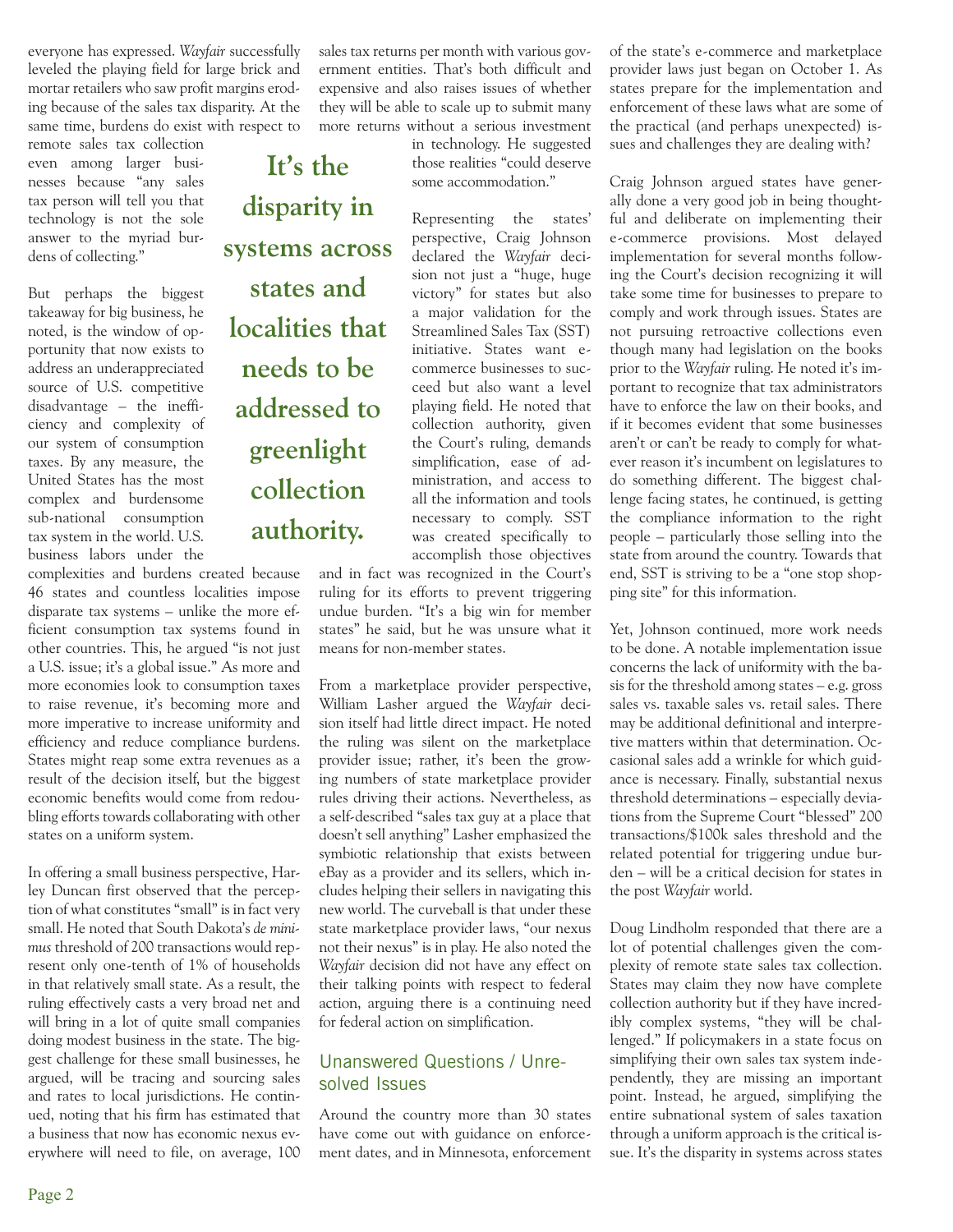everyone has expressed. *Wayfair* successfully leveled the playing field for large brick and mortar retailers who saw profit margins eroding because of the sales tax disparity. At the same time, burdens do exist with respect to remote sales tax collection even among larger businesses because "any sales tax person will tell you that technology is not the sole answer to the myriad burdens of collecting."

But perhaps the biggest takeaway for big business, he noted, is the window of opportunity that now exists to address an underappreciated source of U.S. competitive disadvantage – the inefficiency and complexity of our system of consumption taxes. By any measure, the United States has the most complex and burdensome sub-national consumption tax system in the world. U.S. business labors under the complexities and burdens created because 46 states and countless localities impose disparate tax systems – unlike the more efficient consumption tax systems found in other countries. This, he argued "is not just a U.S. issue; it's a global issue." As more and more economies look to consumption taxes to raise revenue, it's becoming more and more imperative to increase uniformity and efficiency and reduce compliance burdens. States might reap some extra revenues as a result of the decision itself, but the biggest economic benefits would come from redoubling efforts towards collaborating with other states on a uniform system.

In offering a small business perspective, Harley Duncan first observed that the perception of what constitutes "small" is in fact very small. He noted that South Dakota's *de minimus* threshold of 200 transactions would represent only one-tenth of 1% of households in that relatively small state. As a result, the ruling effectively casts a very broad net and will bring in a lot of quite small companies doing modest business in the state. The biggest challenge for these small businesses, he argued, will be tracing and sourcing sales and rates to local jurisdictions. He continued, noting that his firm has estimated that a business that now has economic nexus everywhere will need to file, on average, 100 sales tax returns per month with various government entities. That's both difficult and expensive and also raises issues of whether they will be able to scale up to submit many more returns without a serious investment in technology. He suggested those realities "could deserve some accommodation."

**It's the disparity in systems across states and localities that needs to be addressed to greenlight collection authority.**

Representing the states' perspective, Craig Johnson declared the *Wayfair* decision not just a "huge, huge victory" for states but also a major validation for the Streamlined Sales Tax (SST) initiative. States want e-commerce businesses to succeed but also want a level playing field. He noted that collection authority, given the Court's ruling, demands simplification, ease of administration, and access to all the information and tools necessary to comply. SST was created specifically to accomplish those objectives and in fact was recognized in the Court's ruling for its efforts to prevent triggering undue burden. "It's a big win for member states" he said, but he was unsure what it means for non-member states.

From a marketplace provider perspective, William Lasher argued the *Wayfair* decision itself had little direct impact. He noted the ruling was silent on the marketplace provider issue; rather, it's been the growing numbers of state marketplace provider rules driving their actions. Nevertheless, as a self-described "sales tax guy at a place that doesn't sell anything" Lasher emphasized the symbiotic relationship that exists between eBay as a provider and its sellers, which includes helping their sellers in navigating this new world. The curveball is that under these state marketplace provider laws, "our nexus not their nexus" is in play. He also noted the *Wayfair* decision did not have any effect on their talking points with respect to federal action, arguing there is a continuing need for federal action on simplification.

## Unanswered Questions / Unresolved Issues

Around the country more than 30 states have come out with guidance on enforcement dates, and in Minnesota, enforcement of the state's e-commerce and marketplace provider laws just began on October 1. As states prepare for the implementation and enforcement of these laws what are some of the practical (and perhaps unexpected) issues and challenges they are dealing with?

Craig Johnson argued states have generally done a very good job in being thoughtful and deliberate on implementing their e-commerce provisions. Most delayed implementation for several months following the Court's decision recognizing it will take some time for businesses to prepare to comply and work through issues. States are not pursuing retroactive collections even though many had legislation on the books prior to the *Wayfair* ruling. He noted it's important to recognize that tax administrators have to enforce the law on their books, and if it becomes evident that some businesses aren't or can't be ready to comply for whatever reason it's incumbent on legislatures to do something different. The biggest challenge facing states, he continued, is getting the compliance information to the right people – particularly those selling into the state from around the country. Towards that end, SST is striving to be a "one stop shopping site" for this information.

Yet, Johnson continued, more work needs to be done. A notable implementation issue concerns the lack of uniformity with the basis for the threshold among states – e.g. gross sales vs. taxable sales vs. retail sales. There may be additional definitional and interpretive matters within that determination. Occasional sales add a wrinkle for which guidance is necessary. Finally, substantial nexus threshold determinations – especially deviations from the Supreme Court "blessed" 200 transactions/$100k sales threshold and the related potential for triggering undue burden – will be a critical decision for states in the post *Wayfair* world.

Doug Lindholm responded that there are a lot of potential challenges given the complexity of remote state sales tax collection. States may claim they now have complete collection authority but if they have incredibly complex systems, "they will be challenged." If policymakers in a state focus on simplifying their own sales tax system independently, they are missing an important point. Instead, he argued, simplifying the entire subnational system of sales taxation through a uniform approach is the critical issue. It's the disparity in systems across states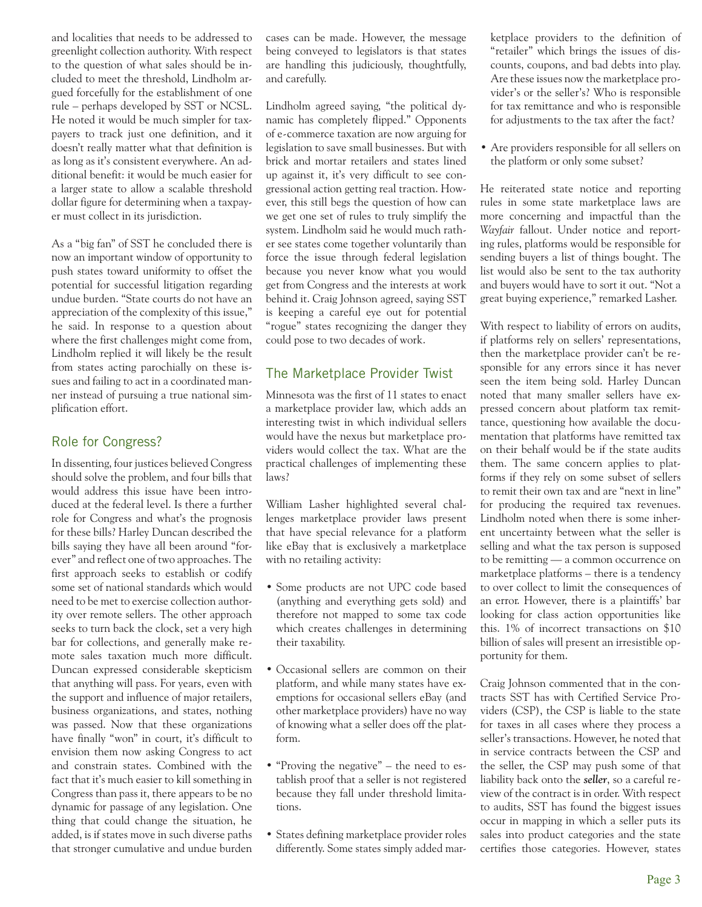and localities that needs to be addressed to greenlight collection authority. With respect to the question of what sales should be included to meet the threshold, Lindholm argued forcefully for the establishment of one rule – perhaps developed by SST or NCSL. He noted it would be much simpler for taxpayers to track just one definition, and it doesn't really matter what that definition is as long as it's consistent everywhere. An additional benefit: it would be much easier for a larger state to allow a scalable threshold dollar figure for determining when a taxpayer must collect in its jurisdiction.

As a "big fan" of SST he concluded there is now an important window of opportunity to push states toward uniformity to offset the potential for successful litigation regarding undue burden. "State courts do not have an appreciation of the complexity of this issue," he said. In response to a question about where the first challenges might come from, Lindholm replied it will likely be the result from states acting parochially on these issues and failing to act in a coordinated manner instead of pursuing a true national simplification effort.

## Role for Congress?

In dissenting, four justices believed Congress should solve the problem, and four bills that would address this issue have been introduced at the federal level. Is there a further role for Congress and what's the prognosis for these bills? Harley Duncan described the bills saying they have all been around "forever" and reflect one of two approaches. The first approach seeks to establish or codify some set of national standards which would need to be met to exercise collection authority over remote sellers. The other approach seeks to turn back the clock, set a very high bar for collections, and generally make remote sales taxation much more difficult. Duncan expressed considerable skepticism that anything will pass. For years, even with the support and influence of major retailers, business organizations, and states, nothing was passed. Now that these organizations have finally "won" in court, it's difficult to envision them now asking Congress to act and constrain states. Combined with the fact that it's much easier to kill something in Congress than pass it, there appears to be no dynamic for passage of any legislation. One thing that could change the situation, he added, is if states move in such diverse paths that stronger cumulative and undue burden cases can be made. However, the message being conveyed to legislators is that states are handling this judiciously, thoughtfully, and carefully.

Lindholm agreed saying, "the political dynamic has completely flipped." Opponents of e-commerce taxation are now arguing for legislation to save small businesses. But with brick and mortar retailers and states lined up against it, it's very difficult to see congressional action getting real traction. However, this still begs the question of how can we get one set of rules to truly simplify the system. Lindholm said he would much rather see states come together voluntarily than force the issue through federal legislation because you never know what you would get from Congress and the interests at work behind it. Craig Johnson agreed, saying SST is keeping a careful eye out for potential "rogue" states recognizing the danger they could pose to two decades of work.

## The Marketplace Provider Twist

Minnesota was the first of 11 states to enact a marketplace provider law, which adds an interesting twist in which individual sellers would have the nexus but marketplace providers would collect the tax. What are the practical challenges of implementing these laws?

William Lasher highlighted several challenges marketplace provider laws present that have special relevance for a platform like eBay that is exclusively a marketplace with no retailing activity:

- Some products are not UPC code based (anything and everything gets sold) and therefore not mapped to some tax code which creates challenges in determining their taxability.
- Occasional sellers are common on their platform, and while many states have exemptions for occasional sellers eBay (and other marketplace providers) have no way of knowing what a seller does off the platform.
- "Proving the negative" – the need to establish proof that a seller is not registered because they fall under threshold limitations.
- States defining marketplace provider roles differently. Some states simply added marketplace providers to the definition of "retailer" which brings the issues of discounts, coupons, and bad debts into play. Are these issues now the marketplace provider's or the seller's? Who is responsible for tax remittance and who is responsible for adjustments to the tax after the fact?
- Are providers responsible for all sellers on the platform or only some subset?

He reiterated state notice and reporting rules in some state marketplace laws are more concerning and impactful than the *Wayfair* fallout. Under notice and reporting rules, platforms would be responsible for sending buyers a list of things bought. The list would also be sent to the tax authority and buyers would have to sort it out. "Not a great buying experience," remarked Lasher.

With respect to liability of errors on audits, if platforms rely on sellers' representations, then the marketplace provider can't be responsible for any errors since it has never seen the item being sold. Harley Duncan noted that many smaller sellers have expressed concern about platform tax remittance, questioning how available the documentation that platforms have remitted tax on their behalf would be if the state audits them. The same concern applies to platforms if they rely on some subset of sellers to remit their own tax and are "next in line" for producing the required tax revenues. Lindholm noted when there is some inherent uncertainty between what the seller is selling and what the tax person is supposed to be remitting — a common occurrence on marketplace platforms – there is a tendency to over collect to limit the consequences of an error. However, there is a plaintiffs' bar looking for class action opportunities like this. 1% of incorrect transactions on $10 billion of sales will present an irresistible opportunity for them.

Craig Johnson commented that in the contracts SST has with Certified Service Providers (CSP), the CSP is liable to the state for taxes in all cases where they process a seller's transactions. However, he noted that in service contracts between the CSP and the seller, the CSP may push some of that liability back onto the ***seller***, so a careful review of the contract is in order. With respect to audits, SST has found the biggest issues occur in mapping in which a seller puts its sales into product categories and the state certifies those categories. However, states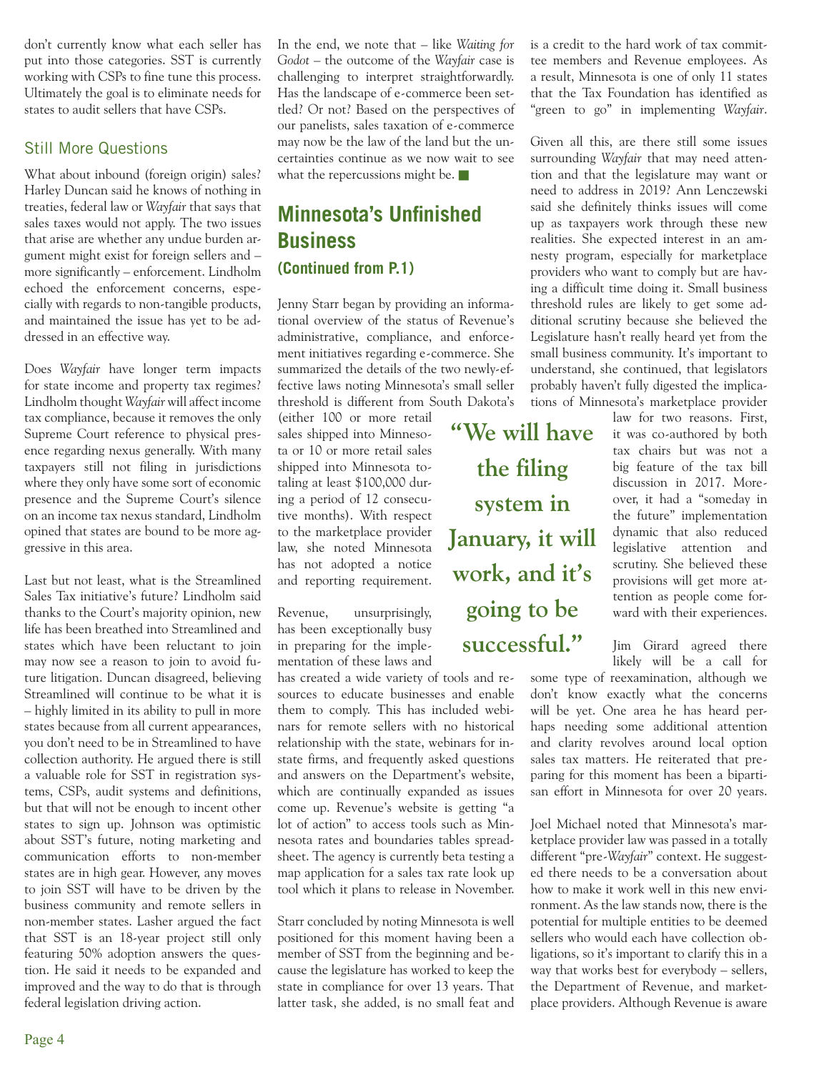don't currently know what each seller has put into those categories. SST is currently working with CSPs to fine tune this process. Ultimately the goal is to eliminate needs for states to audit sellers that have CSPs.

### Still More Questions

What about inbound (foreign origin) sales? Harley Duncan said he knows of nothing in treaties, federal law or *Wayfair* that says that sales taxes would not apply. The two issues that arise are whether any undue burden argument might exist for foreign sellers and – more significantly – enforcement. Lindholm echoed the enforcement concerns, especially with regards to non-tangible products, and maintained the issue has yet to be addressed in an effective way.

Does *Wayfair* have longer term impacts for state income and property tax regimes? Lindholm thought *Wayfair* will affect income tax compliance, because it removes the only Supreme Court reference to physical presence regarding nexus generally. With many taxpayers still not filing in jurisdictions where they only have some sort of economic presence and the Supreme Court's silence on an income tax nexus standard, Lindholm opined that states are bound to be more aggressive in this area.

Last but not least, what is the Streamlined Sales Tax initiative's future? Lindholm said thanks to the Court's majority opinion, new life has been breathed into Streamlined and states which have been reluctant to join may now see a reason to join to avoid future litigation. Duncan disagreed, believing Streamlined will continue to be what it is – highly limited in its ability to pull in more states because from all current appearances, you don't need to be in Streamlined to have collection authority. He argued there is still a valuable role for SST in registration systems, CSPs, audit systems and definitions, but that will not be enough to incent other states to sign up. Johnson was optimistic about SST's future, noting marketing and communication efforts to non-member states are in high gear. However, any moves to join SST will have to be driven by the business community and remote sellers in non-member states. Lasher argued the fact that SST is an 18-year project still only featuring 50% adoption answers the question. He said it needs to be expanded and improved and the way to do that is through federal legislation driving action.

In the end, we note that – like *Waiting for Godot* – the outcome of the *Wayfair* case is challenging to interpret straightforwardly. Has the landscape of e-commerce been settled? Or not? Based on the perspectives of our panelists, sales taxation of e-commerce may now be the law of the land but the uncertainties continue as we now wait to see what the repercussions might be. ■

## Minnesota's Unfinished Business

### (Continued from P.1)

Jenny Starr began by providing an informational overview of the status of Revenue's administrative, compliance, and enforcement initiatives regarding e-commerce. She summarized the details of the two newly-effective laws noting Minnesota's small seller threshold is different from South Dakota's (either 100 or more retail sales shipped into Minnesota or 10 or more retail sales shipped into Minnesota totaling at least $100,000 during a period of 12 consecutive months). With respect to the marketplace provider law, she noted Minnesota has not adopted a notice and reporting requirement.

Revenue, unsurprisingly, has been exceptionally busy in preparing for the implementation of these laws and has created a wide variety of tools and resources to educate businesses and enable them to comply. This has included webinars for remote sellers with no historical relationship with the state, webinars for in-state firms, and frequently asked questions and answers on the Department's website, which are continually expanded as issues come up. Revenue's website is getting "a lot of action" to access tools such as Minnesota rates and boundaries tables spreadsheet. The agency is currently beta testing a map application for a sales tax rate look up tool which it plans to release in November.

> **"We will have the filing system in January, it will work, and it's going to be successful."**

Starr concluded by noting Minnesota is well positioned for this moment having been a member of SST from the beginning and because the legislature has worked to keep the state in compliance for over 13 years. That latter task, she added, is no small feat and is a credit to the hard work of tax committee members and Revenue employees. As a result, Minnesota is one of only 11 states that the Tax Foundation has identified as "green to go" in implementing *Wayfair*.

Given all this, are there still some issues surrounding *Wayfair* that may need attention and that the legislature may want or need to address in 2019? Ann Lenczewski said she definitely thinks issues will come up as taxpayers work through these new realities. She expected interest in an amnesty program, especially for marketplace providers who want to comply but are having a difficult time doing it. Small business threshold rules are likely to get some additional scrutiny because she believed the Legislature hasn't really heard yet from the small business community. It's important to understand, she continued, that legislators probably haven't fully digested the implications of Minnesota's marketplace provider law for two reasons. First, it was co-authored by both tax chairs but was not a big feature of the tax bill discussion in 2017. Moreover, it had a "someday in the future" implementation dynamic that also reduced legislative attention and scrutiny. She believed these provisions will get more attention as people come forward with their experiences.

Jim Girard agreed there likely will be a call for some type of reexamination, although we don't know exactly what the concerns will be yet. One area he has heard perhaps needing some additional attention and clarity revolves around local option sales tax matters. He reiterated that preparing for this moment has been a bipartisan effort in Minnesota for over 20 years.

Joel Michael noted that Minnesota's marketplace provider law was passed in a totally different "pre-*Wayfair*" context. He suggested there needs to be a conversation about how to make it work well in this new environment. As the law stands now, there is the potential for multiple entities to be deemed sellers who would each have collection obligations, so it's important to clarify this in a way that works best for everybody – sellers, the Department of Revenue, and marketplace providers. Although Revenue is aware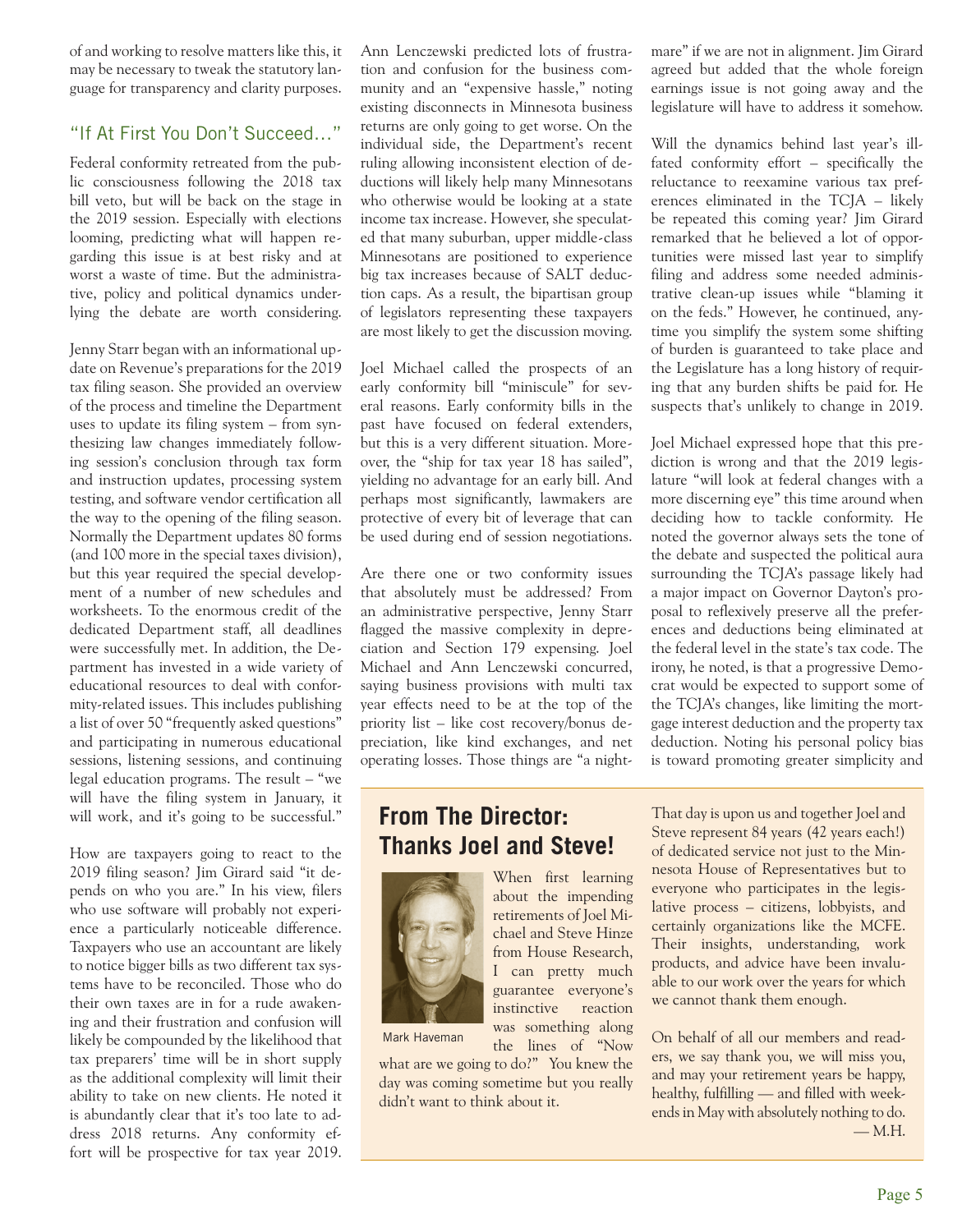of and working to resolve matters like this, it may be necessary to tweak the statutory language for transparency and clarity purposes.

## "If At First You Don't Succeed…"

Federal conformity retreated from the public consciousness following the 2018 tax bill veto, but will be back on the stage in the 2019 session. Especially with elections looming, predicting what will happen regarding this issue is at best risky and at worst a waste of time. But the administrative, policy and political dynamics underlying the debate are worth considering.

Jenny Starr began with an informational update on Revenue's preparations for the 2019 tax filing season. She provided an overview of the process and timeline the Department uses to update its filing system – from synthesizing law changes immediately following session's conclusion through tax form and instruction updates, processing system testing, and software vendor certification all the way to the opening of the filing season. Normally the Department updates 80 forms (and 100 more in the special taxes division), but this year required the special development of a number of new schedules and worksheets. To the enormous credit of the dedicated Department staff, all deadlines were successfully met. In addition, the Department has invested in a wide variety of educational resources to deal with conformity-related issues. This includes publishing a list of over 50 "frequently asked questions" and participating in numerous educational sessions, listening sessions, and continuing legal education programs. The result – "we will have the filing system in January, it will work, and it's going to be successful."

How are taxpayers going to react to the 2019 filing season? Jim Girard said "it depends on who you are." In his view, filers who use software will probably not experience a particularly noticeable difference. Taxpayers who use an accountant are likely to notice bigger bills as two different tax systems have to be reconciled. Those who do their own taxes are in for a rude awakening and their frustration and confusion will likely be compounded by the likelihood that tax preparers' time will be in short supply as the additional complexity will limit their ability to take on new clients. He noted it is abundantly clear that it's too late to address 2018 returns. Any conformity effort will be prospective for tax year 2019. Ann Lenczewski predicted lots of frustration and confusion for the business community and an "expensive hassle," noting existing disconnects in Minnesota business returns are only going to get worse. On the individual side, the Department's recent ruling allowing inconsistent election of deductions will likely help many Minnesotans who otherwise would be looking at a state income tax increase. However, she speculated that many suburban, upper middle-class Minnesotans are positioned to experience big tax increases because of SALT deduction caps. As a result, the bipartisan group of legislators representing these taxpayers are most likely to get the discussion moving.

Joel Michael called the prospects of an early conformity bill "miniscule" for several reasons. Early conformity bills in the past have focused on federal extenders, but this is a very different situation. Moreover, the "ship for tax year 18 has sailed", yielding no advantage for an early bill. And perhaps most significantly, lawmakers are protective of every bit of leverage that can be used during end of session negotiations.

Are there one or two conformity issues that absolutely must be addressed? From an administrative perspective, Jenny Starr flagged the massive complexity in depreciation and Section 179 expensing. Joel Michael and Ann Lenczewski concurred, saying business provisions with multi tax year effects need to be at the top of the priority list – like cost recovery/bonus depreciation, like kind exchanges, and net operating losses. Those things are "a nightmare" if we are not in alignment. Jim Girard agreed but added that the whole foreign earnings issue is not going away and the legislature will have to address it somehow.

Will the dynamics behind last year's ill-fated conformity effort – specifically the reluctance to reexamine various tax preferences eliminated in the TCJA – likely be repeated this coming year? Jim Girard remarked that he believed a lot of opportunities were missed last year to simplify filing and address some needed administrative clean-up issues while "blaming it on the feds." However, he continued, anytime you simplify the system some shifting of burden is guaranteed to take place and the Legislature has a long history of requiring that any burden shifts be paid for. He suspects that's unlikely to change in 2019.

Joel Michael expressed hope that this prediction is wrong and that the 2019 legislature "will look at federal changes with a more discerning eye" this time around when deciding how to tackle conformity. He noted the governor always sets the tone of the debate and suspected the political aura surrounding the TCJA's passage likely had a major impact on Governor Dayton's proposal to reflexively preserve all the preferences and deductions being eliminated at the federal level in the state's tax code. The irony, he noted, is that a progressive Democrat would be expected to support some of the TCJA's changes, like limiting the mortgage interest deduction and the property tax deduction. Noting his personal policy bias is toward promoting greater simplicity and

## From The Director: Thanks Joel and Steve!

Mark Haveman

When first learning about the impending retirements of Joel Michael and Steve Hinze from House Research, I can pretty much guarantee everyone's instinctive reaction was something along the lines of "Now what are we going to do?" You knew the day was coming sometime but you really didn't want to think about it.

That day is upon us and together Joel and Steve represent 84 years (42 years each!) of dedicated service not just to the Minnesota House of Representatives but to everyone who participates in the legislative process – citizens, lobbyists, and certainly organizations like the MCFE. Their insights, understanding, work products, and advice have been invaluable to our work over the years for which we cannot thank them enough.

On behalf of all our members and readers, we say thank you, we will miss you, and may your retirement years be happy, healthy, fulfilling — and filled with weekends in May with absolutely nothing to do.

— M.H.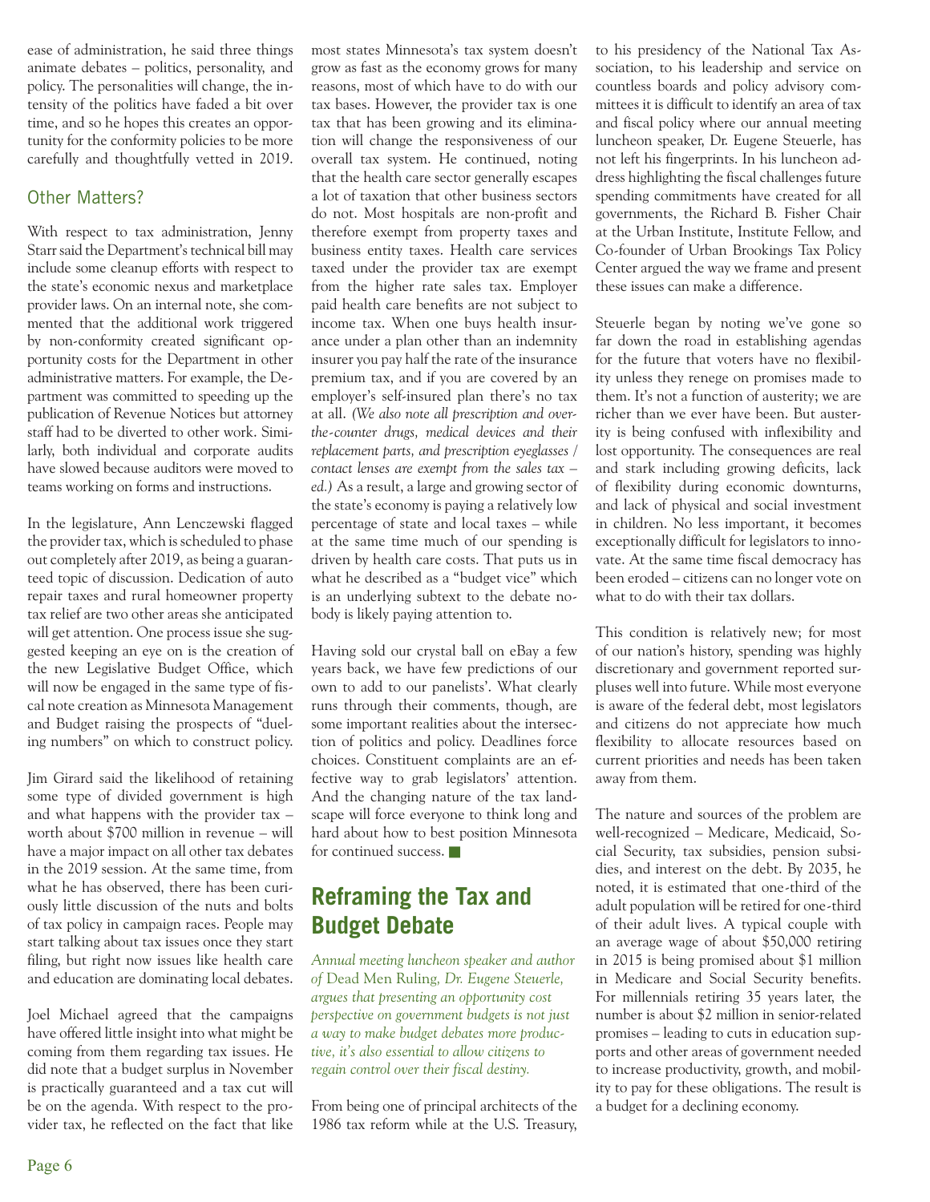ease of administration, he said three things animate debates – politics, personality, and policy. The personalities will change, the intensity of the politics have faded a bit over time, and so he hopes this creates an opportunity for the conformity policies to be more carefully and thoughtfully vetted in 2019.

## Other Matters?

With respect to tax administration, Jenny Starr said the Department's technical bill may include some cleanup efforts with respect to the state's economic nexus and marketplace provider laws. On an internal note, she commented that the additional work triggered by non-conformity created significant opportunity costs for the Department in other administrative matters. For example, the Department was committed to speeding up the publication of Revenue Notices but attorney staff had to be diverted to other work. Similarly, both individual and corporate audits have slowed because auditors were moved to teams working on forms and instructions.

In the legislature, Ann Lenczewski flagged the provider tax, which is scheduled to phase out completely after 2019, as being a guaranteed topic of discussion. Dedication of auto repair taxes and rural homeowner property tax relief are two other areas she anticipated will get attention. One process issue she suggested keeping an eye on is the creation of the new Legislative Budget Office, which will now be engaged in the same type of fiscal note creation as Minnesota Management and Budget raising the prospects of "dueling numbers" on which to construct policy.

Jim Girard said the likelihood of retaining some type of divided government is high and what happens with the provider tax – worth about $700 million in revenue – will have a major impact on all other tax debates in the 2019 session. At the same time, from what he has observed, there has been curiously little discussion of the nuts and bolts of tax policy in campaign races. People may start talking about tax issues once they start filing, but right now issues like health care and education are dominating local debates.

Joel Michael agreed that the campaigns have offered little insight into what might be coming from them regarding tax issues. He did note that a budget surplus in November is practically guaranteed and a tax cut will be on the agenda. With respect to the provider tax, he reflected on the fact that like most states Minnesota's tax system doesn't grow as fast as the economy grows for many reasons, most of which have to do with our tax bases. However, the provider tax is one tax that has been growing and its elimination will change the responsiveness of our overall tax system. He continued, noting that the health care sector generally escapes a lot of taxation that other business sectors do not. Most hospitals are non-profit and therefore exempt from property taxes and business entity taxes. Health care services taxed under the provider tax are exempt from the higher rate sales tax. Employer paid health care benefits are not subject to income tax. When one buys health insurance under a plan other than an indemnity insurer you pay half the rate of the insurance premium tax, and if you are covered by an employer's self-insured plan there's no tax at all. *(We also note all prescription and over-the-counter drugs, medical devices and their replacement parts, and prescription eyeglasses / contact lenses are exempt from the sales tax – ed.)* As a result, a large and growing sector of the state's economy is paying a relatively low percentage of state and local taxes – while at the same time much of our spending is driven by health care costs. That puts us in what he described as a "budget vice" which is an underlying subtext to the debate nobody is likely paying attention to.

Having sold our crystal ball on eBay a few years back, we have few predictions of our own to add to our panelists'. What clearly runs through their comments, though, are some important realities about the intersection of politics and policy. Deadlines force choices. Constituent complaints are an effective way to grab legislators' attention. And the changing nature of the tax landscape will force everyone to think long and hard about how to best position Minnesota for continued success. ■

# Reframing the Tax and Budget Debate

*Annual meeting luncheon speaker and author of* Dead Men Ruling*, Dr. Eugene Steuerle, argues that presenting an opportunity cost perspective on government budgets is not just a way to make budget debates more productive, it's also essential to allow citizens to regain control over their fiscal destiny.*

From being one of principal architects of the 1986 tax reform while at the U.S. Treasury, to his presidency of the National Tax Association, to his leadership and service on countless boards and policy advisory committees it is difficult to identify an area of tax and fiscal policy where our annual meeting luncheon speaker, Dr. Eugene Steuerle, has not left his fingerprints. In his luncheon address highlighting the fiscal challenges future spending commitments have created for all governments, the Richard B. Fisher Chair at the Urban Institute, Institute Fellow, and Co-founder of Urban Brookings Tax Policy Center argued the way we frame and present these issues can make a difference.

Steuerle began by noting we've gone so far down the road in establishing agendas for the future that voters have no flexibility unless they renege on promises made to them. It's not a function of austerity; we are richer than we ever have been. But austerity is being confused with inflexibility and lost opportunity. The consequences are real and stark including growing deficits, lack of flexibility during economic downturns, and lack of physical and social investment in children. No less important, it becomes exceptionally difficult for legislators to innovate. At the same time fiscal democracy has been eroded – citizens can no longer vote on what to do with their tax dollars.

This condition is relatively new; for most of our nation's history, spending was highly discretionary and government reported surpluses well into future. While most everyone is aware of the federal debt, most legislators and citizens do not appreciate how much flexibility to allocate resources based on current priorities and needs has been taken away from them.

The nature and sources of the problem are well-recognized – Medicare, Medicaid, Social Security, tax subsidies, pension subsidies, and interest on the debt. By 2035, he noted, it is estimated that one-third of the adult population will be retired for one-third of their adult lives. A typical couple with an average wage of about $50,000 retiring in 2015 is being promised about $1 million in Medicare and Social Security benefits. For millennials retiring 35 years later, the number is about $2 million in senior-related promises – leading to cuts in education supports and other areas of government needed to increase productivity, growth, and mobility to pay for these obligations. The result is a budget for a declining economy.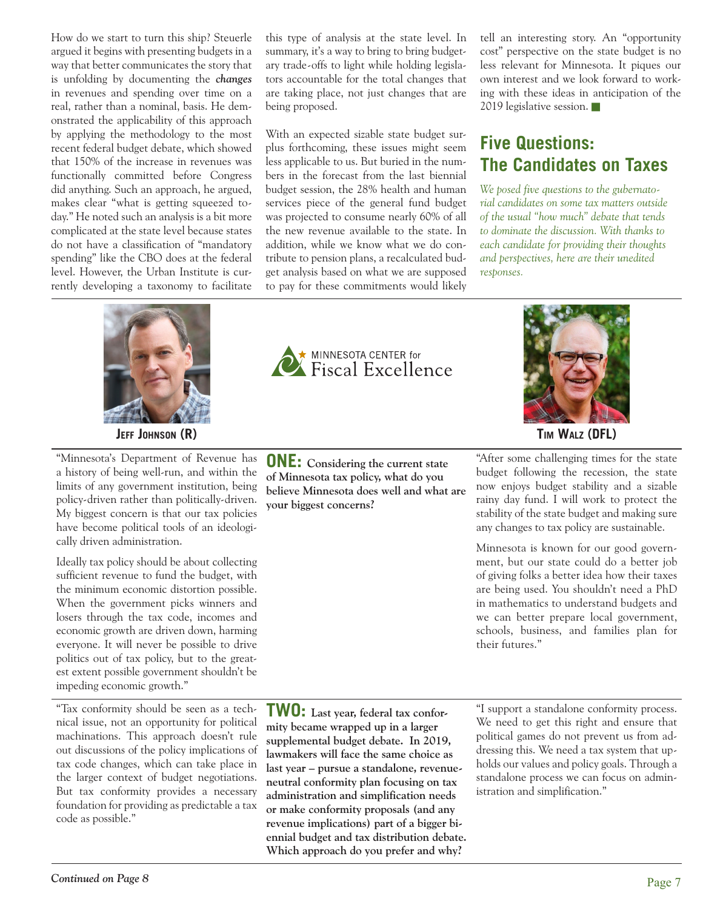How do we start to turn this ship? Steuerle argued it begins with presenting budgets in a way that better communicates the story that is unfolding by documenting the ***changes*** in revenues and spending over time on a real, rather than a nominal, basis. He demonstrated the applicability of this approach by applying the methodology to the most recent federal budget debate, which showed that 150% of the increase in revenues was functionally committed before Congress did anything. Such an approach, he argued, makes clear "what is getting squeezed today." He noted such an analysis is a bit more complicated at the state level because states do not have a classification of "mandatory spending" like the CBO does at the federal level. However, the Urban Institute is currently developing a taxonomy to facilitate this type of analysis at the state level. In summary, it's a way to bring to bring budgetary trade-offs to light while holding legislators accountable for the total changes that are taking place, not just changes that are being proposed.

With an expected sizable state budget surplus forthcoming, these issues might seem less applicable to us. But buried in the numbers in the forecast from the last biennial budget session, the 28% health and human services piece of the general fund budget was projected to consume nearly 60% of all the new revenue available to the state. In addition, while we know what we do contribute to pension plans, a recalculated budget analysis based on what we are supposed to pay for these commitments would likely tell an interesting story. An "opportunity cost" perspective on the state budget is no less relevant for Minnesota. It piques our own interest and we look forward to working with these ideas in anticipation of the 2019 legislative session.

## Five Questions: The Candidates on Taxes

*We posed five questions to the gubernatorial candidates on some tax matters outside of the usual "how much" debate that tends to dominate the discussion. With thanks to each candidate for providing their thoughts and perspectives, here are their unedited responses.*

**Jeff Johnson (R)**

**Tim Walz (DFL)**

**ONE: Considering the current state of Minnesota tax policy, what do you believe Minnesota does well and what are your biggest concerns?**

**Jeff Johnson (R):** "Minnesota's Department of Revenue has a history of being well-run, and within the limits of any government institution, being policy-driven rather than politically-driven. My biggest concern is that our tax policies have become political tools of an ideologically driven administration.

Ideally tax policy should be about collecting sufficient revenue to fund the budget, with the minimum economic distortion possible. When the government picks winners and losers through the tax code, incomes and economic growth are driven down, harming everyone. It will never be possible to drive politics out of tax policy, but to the greatest extent possible government shouldn't be impeding economic growth."

**Tim Walz (DFL):** "After some challenging times for the state budget following the recession, the state now enjoys budget stability and a sizable rainy day fund. I will work to protect the stability of the state budget and making sure any changes to tax policy are sustainable.

Minnesota is known for our good government, but our state could do a better job of giving folks a better idea how their taxes are being used. You shouldn't need a PhD in mathematics to understand budgets and we can better prepare local government, schools, business, and families plan for their futures."

**TWO: Last year, federal tax conformity became wrapped up in a larger supplemental budget debate. In 2019, lawmakers will face the same choice as last year – pursue a standalone, revenue-neutral conformity plan focusing on tax administration and simplification needs or make conformity proposals (and any revenue implications) part of a bigger biennial budget and tax distribution debate. Which approach do you prefer and why?**

**Jeff Johnson (R):** "Tax conformity should be seen as a technical issue, not an opportunity for political machinations. This approach doesn't rule out discussions of the policy implications of tax code changes, which can take place in the larger context of budget negotiations. But tax conformity provides a necessary foundation for providing as predictable a tax code as possible."

**Tim Walz (DFL):** "I support a standalone conformity process. We need to get this right and ensure that political games do not prevent us from addressing this. We need a tax system that upholds our values and policy goals. Through a standalone process we can focus on administration and simplification."

*Continued on Page 8*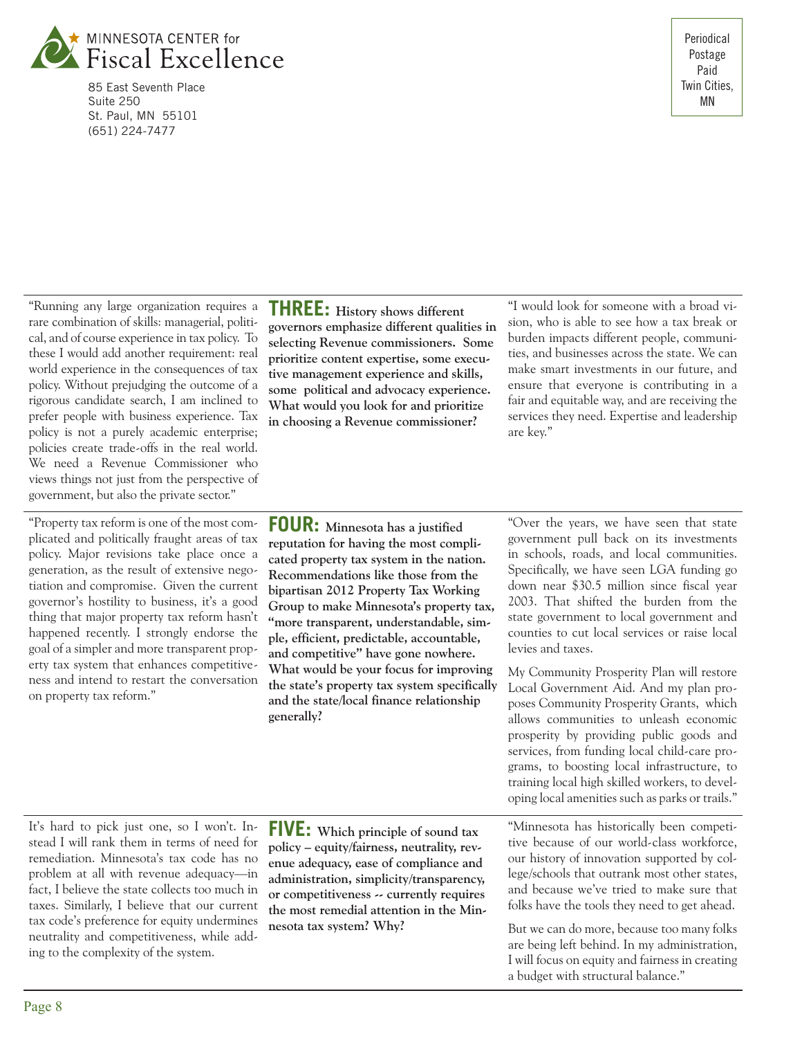MINNESOTA CENTER for
Fiscal Excellence

85 East Seventh Place
Suite 250
St. Paul, MN 55101
(651) 224-7477

Periodical Postage Paid Twin Cities, MN

**THREE: History shows different governors emphasize different qualities in selecting Revenue commissioners. Some prioritize content expertise, some executive management experience and skills, some political and advocacy experience. What would you look for and prioritize in choosing a Revenue commissioner?**

"Running any large organization requires a rare combination of skills: managerial, political, and of course experience in tax policy. To these I would add another requirement: real world experience in the consequences of tax policy. Without prejudging the outcome of a rigorous candidate search, I am inclined to prefer people with business experience. Tax policy is not a purely academic enterprise; policies create trade-offs in the real world. We need a Revenue Commissioner who views things not just from the perspective of government, but also the private sector."

"I would look for someone with a broad vision, who is able to see how a tax break or burden impacts different people, communities, and businesses across the state. We can make smart investments in our future, and ensure that everyone is contributing in a fair and equitable way, and are receiving the services they need. Expertise and leadership are key."

**FOUR: Minnesota has a justified reputation for having the most complicated property tax system in the nation. Recommendations like those from the bipartisan 2012 Property Tax Working Group to make Minnesota's property tax, "more transparent, understandable, simple, efficient, predictable, accountable, and competitive" have gone nowhere. What would be your focus for improving the state's property tax system specifically and the state/local finance relationship generally?**

"Property tax reform is one of the most complicated and politically fraught areas of tax policy. Major revisions take place once a generation, as the result of extensive negotiation and compromise. Given the current governor's hostility to business, it's a good thing that major property tax reform hasn't happened recently. I strongly endorse the goal of a simpler and more transparent property tax system that enhances competitiveness and intend to restart the conversation on property tax reform."

"Over the years, we have seen that state government pull back on its investments in schools, roads, and local communities. Specifically, we have seen LGA funding go down near $30.5 million since fiscal year 2003. That shifted the burden from the state government to local government and counties to cut local services or raise local levies and taxes.

My Community Prosperity Plan will restore Local Government Aid. And my plan proposes Community Prosperity Grants, which allows communities to unleash economic prosperity by providing public goods and services, from funding local child-care programs, to boosting local infrastructure, to training local high skilled workers, to developing local amenities such as parks or trails."

**FIVE: Which principle of sound tax policy – equity/fairness, neutrality, revenue adequacy, ease of compliance and administration, simplicity/transparency, or competitiveness -- currently requires the most remedial attention in the Minnesota tax system? Why?**

It's hard to pick just one, so I won't. Instead I will rank them in terms of need for remediation. Minnesota's tax code has no problem at all with revenue adequacy—in fact, I believe the state collects too much in taxes. Similarly, I believe that our current tax code's preference for equity undermines neutrality and competitiveness, while adding to the complexity of the system.

"Minnesota has historically been competitive because of our world-class workforce, our history of innovation supported by college/schools that outrank most other states, and because we've tried to make sure that folks have the tools they need to get ahead.

But we can do more, because too many folks are being left behind. In my administration, I will focus on equity and fairness in creating a budget with structural balance."